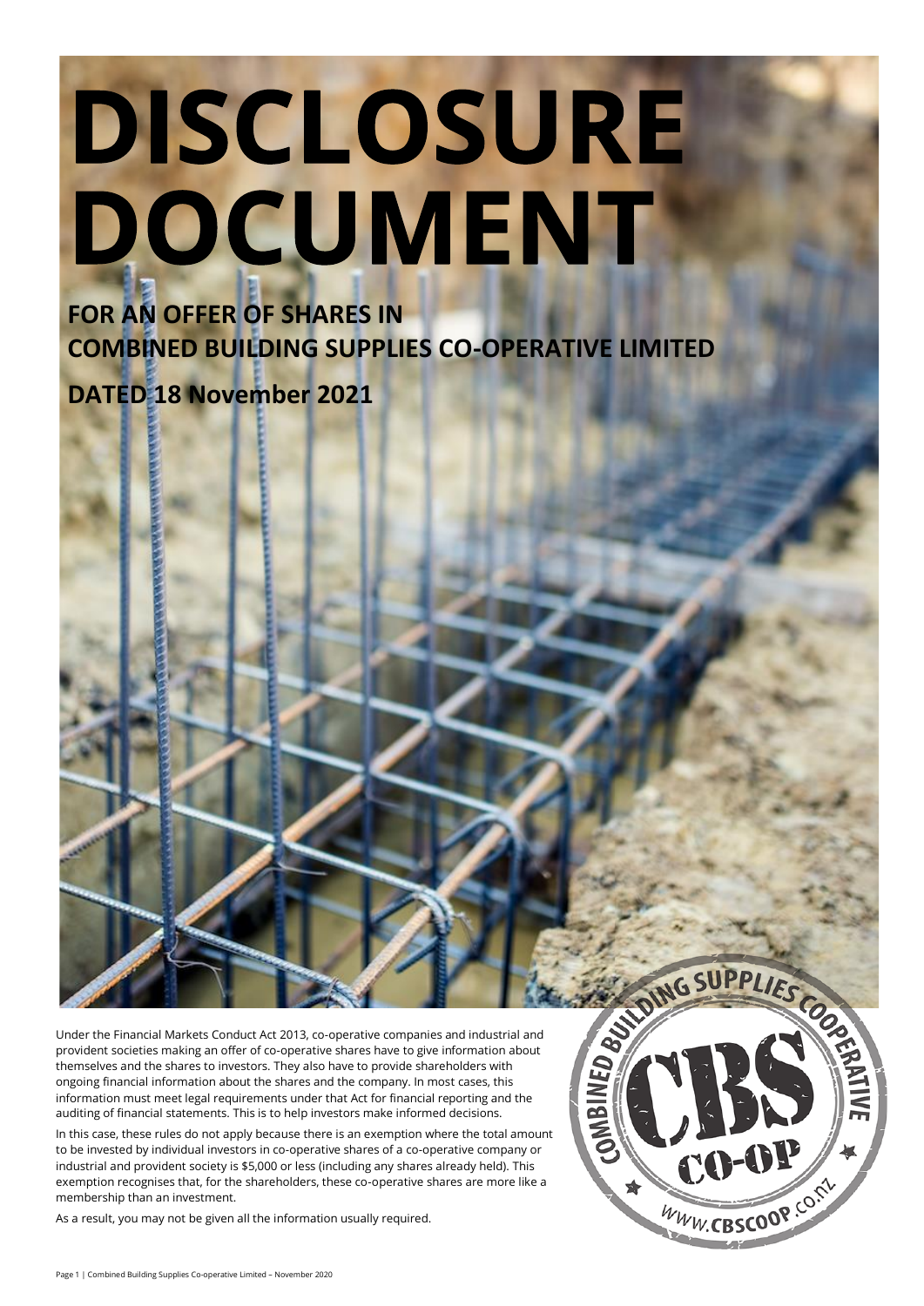# DISCLOSURE DOCUMENT

## FOR AN OFFER OF SHARES IN COMBINED BUILDING SUPPLIES CO-OPERATIVE LIMITED

## DATED 18 November 2021

Under the Financial Markets Conduct Act 2013, co-operative companies and industrial and provident societies making an offer of co-operative shares have to give information about themselves and the shares to investors. They also have to provide shareholders with ongoing financial information about the shares and the company. In most cases, this information must meet legal requirements under that Act for financial reporting and the auditing of financial statements. This is to help investors make informed decisions.

In this case, these rules do not apply because there is an exemption where the total amount to be invested by individual investors in co-operative shares of a co-operative company or industrial and provident society is $5,000 or less (including any shares already held). This exemption recognises that, for the shareholders, these co-operative shares are more like a membership than an investment.

As a result, you may not be given all the information usually required.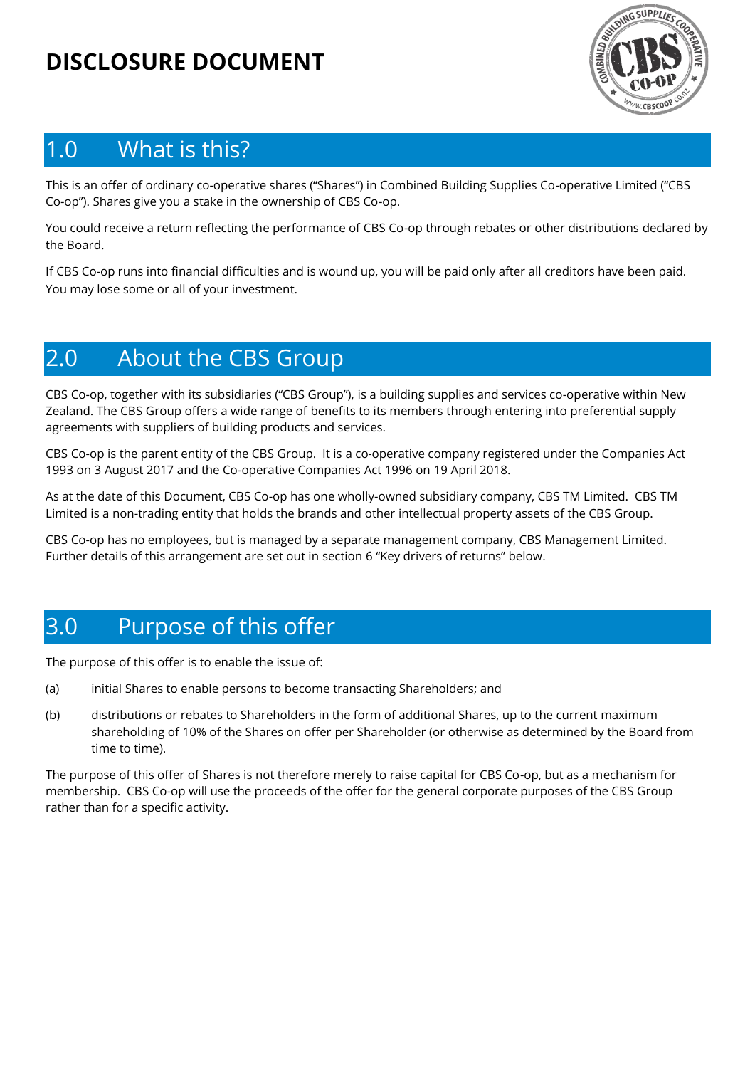# DISCLOSURE DOCUMENT

## 1.0 What is this?

This is an offer of ordinary co-operative shares ("Shares") in Combined Building Supplies Co-operative Limited ("CBS Co-op"). Shares give you a stake in the ownership of CBS Co-op.

You could receive a return reflecting the performance of CBS Co-op through rebates or other distributions declared by the Board.

If CBS Co-op runs into financial difficulties and is wound up, you will be paid only after all creditors have been paid. You may lose some or all of your investment.

## 2.0 About the CBS Group

CBS Co-op, together with its subsidiaries ("CBS Group"), is a building supplies and services co-operative within New Zealand. The CBS Group offers a wide range of benefits to its members through entering into preferential supply agreements with suppliers of building products and services.

CBS Co-op is the parent entity of the CBS Group. It is a co-operative company registered under the Companies Act 1993 on 3 August 2017 and the Co-operative Companies Act 1996 on 19 April 2018.

As at the date of this Document, CBS Co-op has one wholly-owned subsidiary company, CBS TM Limited. CBS TM Limited is a non-trading entity that holds the brands and other intellectual property assets of the CBS Group.

CBS Co-op has no employees, but is managed by a separate management company, CBS Management Limited. Further details of this arrangement are set out in section 6 "Key drivers of returns" below.

## 3.0 Purpose of this offer

The purpose of this offer is to enable the issue of:

(a) initial Shares to enable persons to become transacting Shareholders; and

(b) distributions or rebates to Shareholders in the form of additional Shares, up to the current maximum shareholding of 10% of the Shares on offer per Shareholder (or otherwise as determined by the Board from time to time).

The purpose of this offer of Shares is not therefore merely to raise capital for CBS Co-op, but as a mechanism for membership. CBS Co-op will use the proceeds of the offer for the general corporate purposes of the CBS Group rather than for a specific activity.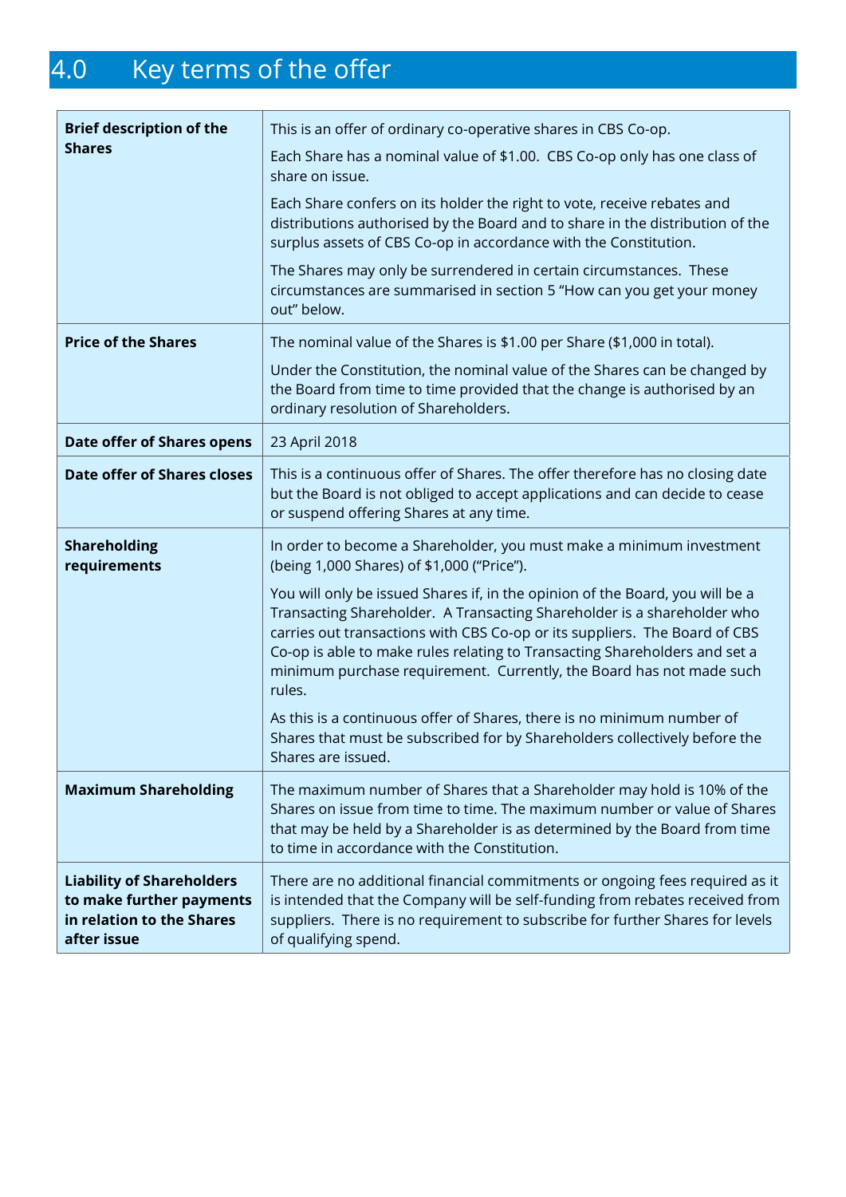# 4.0 Key terms of the offer

| | |
|---|---|
| **Brief description of the Shares** | This is an offer of ordinary co-operative shares in CBS Co-op.<br><br>Each Share has a nominal value of $1.00. CBS Co-op only has one class of share on issue.<br><br>Each Share confers on its holder the right to vote, receive rebates and distributions authorised by the Board and to share in the distribution of the surplus assets of CBS Co-op in accordance with the Constitution.<br><br>The Shares may only be surrendered in certain circumstances. These circumstances are summarised in section 5 "How can you get your money out" below. |
| **Price of the Shares** | The nominal value of the Shares is $1.00 per Share ($1,000 in total).<br><br>Under the Constitution, the nominal value of the Shares can be changed by the Board from time to time provided that the change is authorised by an ordinary resolution of Shareholders. |
| **Date offer of Shares opens** | 23 April 2018 |
| **Date offer of Shares closes** | This is a continuous offer of Shares. The offer therefore has no closing date but the Board is not obliged to accept applications and can decide to cease or suspend offering Shares at any time. |
| **Shareholding requirements** | In order to become a Shareholder, you must make a minimum investment (being 1,000 Shares) of $1,000 ("Price").<br><br>You will only be issued Shares if, in the opinion of the Board, you will be a Transacting Shareholder. A Transacting Shareholder is a shareholder who carries out transactions with CBS Co-op or its suppliers. The Board of CBS Co-op is able to make rules relating to Transacting Shareholders and set a minimum purchase requirement. Currently, the Board has not made such rules.<br><br>As this is a continuous offer of Shares, there is no minimum number of Shares that must be subscribed for by Shareholders collectively before the Shares are issued. |
| **Maximum Shareholding** | The maximum number of Shares that a Shareholder may hold is 10% of the Shares on issue from time to time. The maximum number or value of Shares that may be held by a Shareholder is as determined by the Board from time to time in accordance with the Constitution. |
| **Liability of Shareholders to make further payments in relation to the Shares after issue** | There are no additional financial commitments or ongoing fees required as it is intended that the Company will be self-funding from rebates received from suppliers. There is no requirement to subscribe for further Shares for levels of qualifying spend. |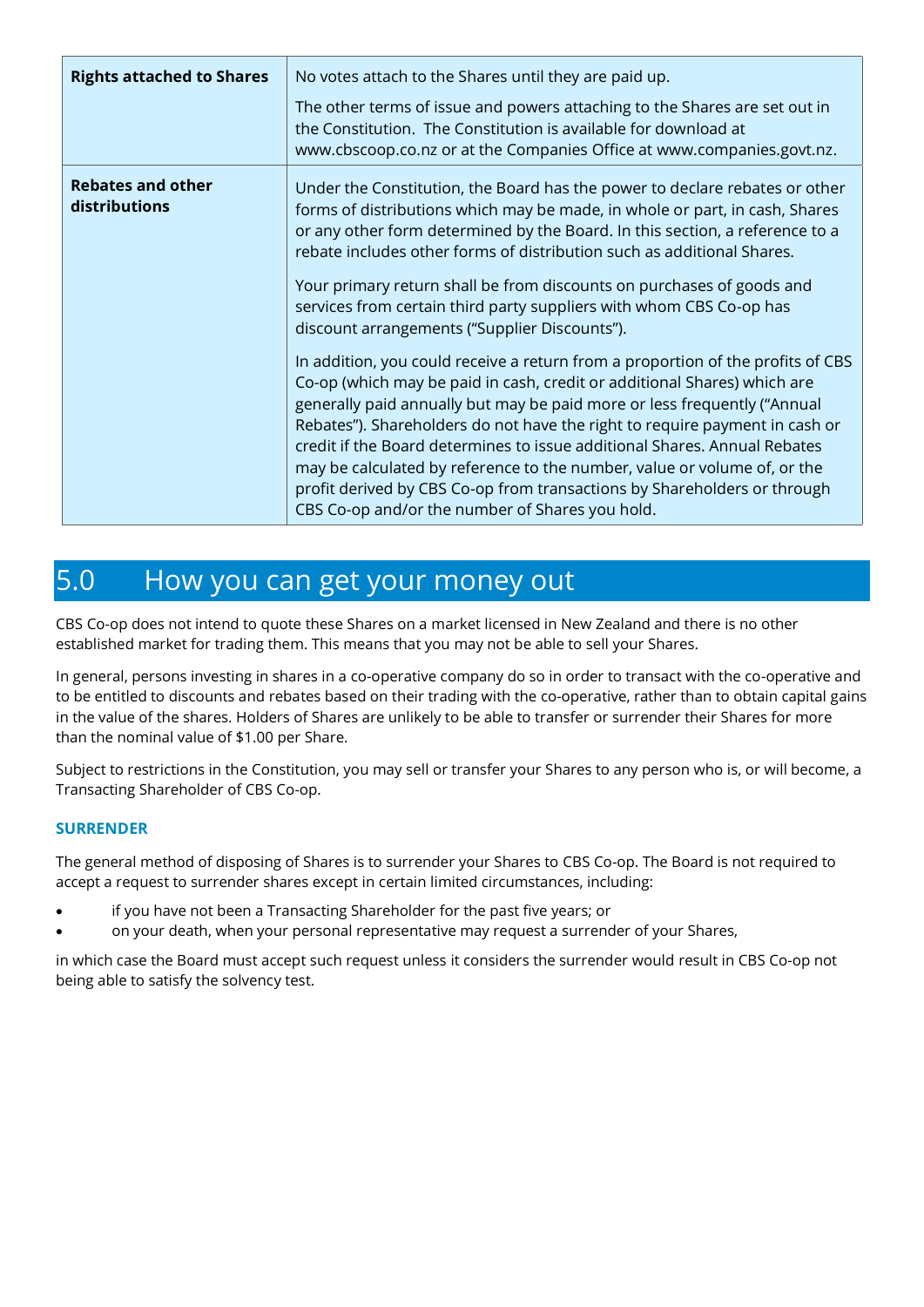| | |
|---|---|
| **Rights attached to Shares** | No votes attach to the Shares until they are paid up.<br><br>The other terms of issue and powers attaching to the Shares are set out in the Constitution. The Constitution is available for download at www.cbscoop.co.nz or at the Companies Office at www.companies.govt.nz. |
| **Rebates and other distributions** | Under the Constitution, the Board has the power to declare rebates or other forms of distributions which may be made, in whole or part, in cash, Shares or any other form determined by the Board. In this section, a reference to a rebate includes other forms of distribution such as additional Shares.<br><br>Your primary return shall be from discounts on purchases of goods and services from certain third party suppliers with whom CBS Co-op has discount arrangements ("Supplier Discounts").<br><br>In addition, you could receive a return from a proportion of the profits of CBS Co-op (which may be paid in cash, credit or additional Shares) which are generally paid annually but may be paid more or less frequently ("Annual Rebates"). Shareholders do not have the right to require payment in cash or credit if the Board determines to issue additional Shares. Annual Rebates may be calculated by reference to the number, value or volume of, or the profit derived by CBS Co-op from transactions by Shareholders or through CBS Co-op and/or the number of Shares you hold. |

# 5.0 How you can get your money out

CBS Co-op does not intend to quote these Shares on a market licensed in New Zealand and there is no other established market for trading them. This means that you may not be able to sell your Shares.

In general, persons investing in shares in a co-operative company do so in order to transact with the co-operative and to be entitled to discounts and rebates based on their trading with the co-operative, rather than to obtain capital gains in the value of the shares. Holders of Shares are unlikely to be able to transfer or surrender their Shares for more than the nominal value of $1.00 per Share.

Subject to restrictions in the Constitution, you may sell or transfer your Shares to any person who is, or will become, a Transacting Shareholder of CBS Co-op.

### SURRENDER

The general method of disposing of Shares is to surrender your Shares to CBS Co-op. The Board is not required to accept a request to surrender shares except in certain limited circumstances, including:

- if you have not been a Transacting Shareholder for the past five years; or
- on your death, when your personal representative may request a surrender of your Shares,

in which case the Board must accept such request unless it considers the surrender would result in CBS Co-op not being able to satisfy the solvency test.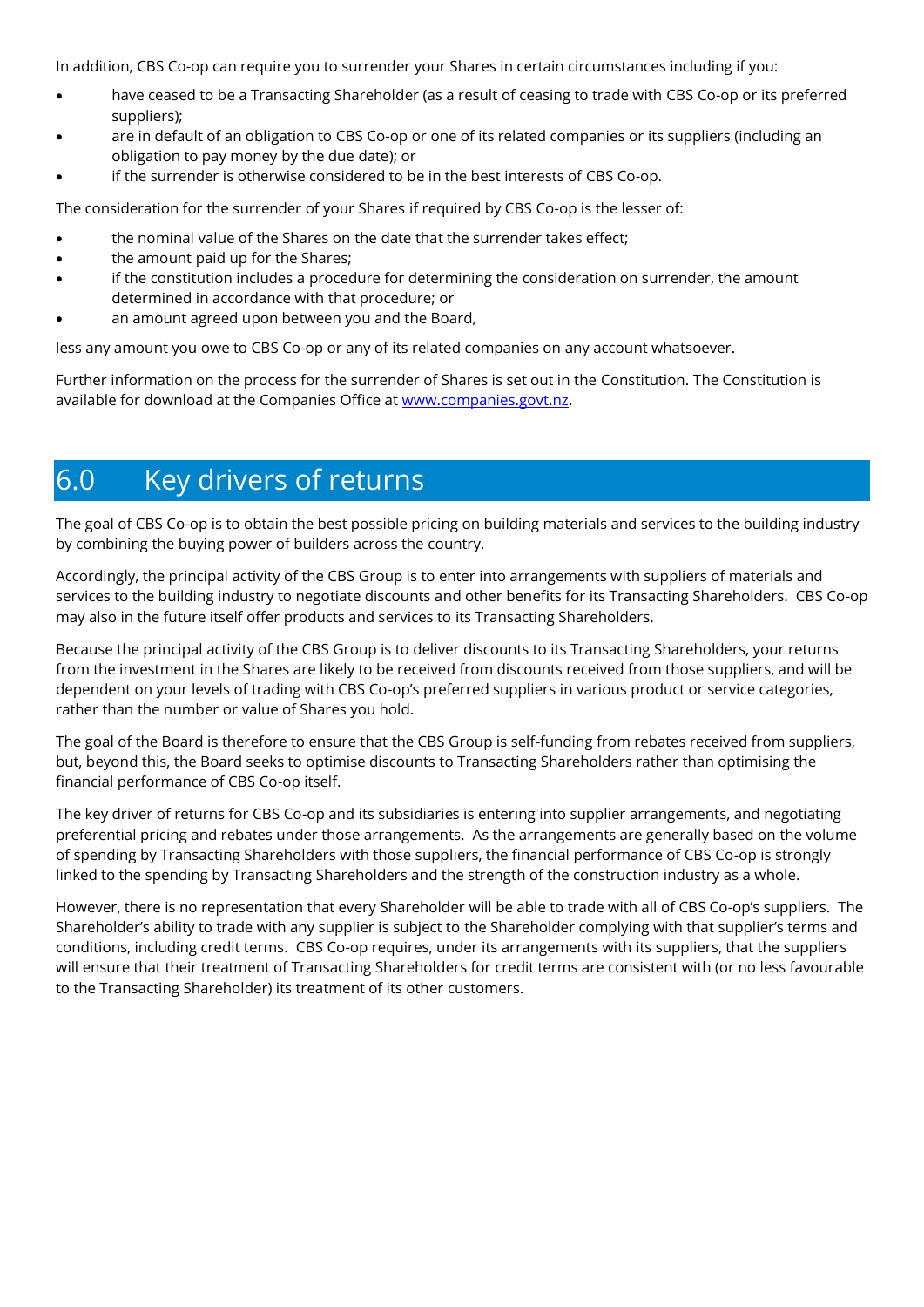In addition, CBS Co-op can require you to surrender your Shares in certain circumstances including if you:

- have ceased to be a Transacting Shareholder (as a result of ceasing to trade with CBS Co-op or its preferred suppliers);
- are in default of an obligation to CBS Co-op or one of its related companies or its suppliers (including an obligation to pay money by the due date); or
- if the surrender is otherwise considered to be in the best interests of CBS Co-op.

The consideration for the surrender of your Shares if required by CBS Co-op is the lesser of:

- the nominal value of the Shares on the date that the surrender takes effect;
- the amount paid up for the Shares;
- if the constitution includes a procedure for determining the consideration on surrender, the amount determined in accordance with that procedure; or
- an amount agreed upon between you and the Board,

less any amount you owe to CBS Co-op or any of its related companies on any account whatsoever.

Further information on the process for the surrender of Shares is set out in the Constitution. The Constitution is available for download at the Companies Office at [www.companies.govt.nz](www.companies.govt.nz).

# 6.0 Key drivers of returns

The goal of CBS Co-op is to obtain the best possible pricing on building materials and services to the building industry by combining the buying power of builders across the country.

Accordingly, the principal activity of the CBS Group is to enter into arrangements with suppliers of materials and services to the building industry to negotiate discounts and other benefits for its Transacting Shareholders. CBS Co-op may also in the future itself offer products and services to its Transacting Shareholders.

Because the principal activity of the CBS Group is to deliver discounts to its Transacting Shareholders, your returns from the investment in the Shares are likely to be received from discounts received from those suppliers, and will be dependent on your levels of trading with CBS Co-op's preferred suppliers in various product or service categories, rather than the number or value of Shares you hold.

The goal of the Board is therefore to ensure that the CBS Group is self-funding from rebates received from suppliers, but, beyond this, the Board seeks to optimise discounts to Transacting Shareholders rather than optimising the financial performance of CBS Co-op itself.

The key driver of returns for CBS Co-op and its subsidiaries is entering into supplier arrangements, and negotiating preferential pricing and rebates under those arrangements. As the arrangements are generally based on the volume of spending by Transacting Shareholders with those suppliers, the financial performance of CBS Co-op is strongly linked to the spending by Transacting Shareholders and the strength of the construction industry as a whole.

However, there is no representation that every Shareholder will be able to trade with all of CBS Co-op's suppliers. The Shareholder's ability to trade with any supplier is subject to the Shareholder complying with that supplier's terms and conditions, including credit terms. CBS Co-op requires, under its arrangements with its suppliers, that the suppliers will ensure that their treatment of Transacting Shareholders for credit terms are consistent with (or no less favourable to the Transacting Shareholder) its treatment of its other customers.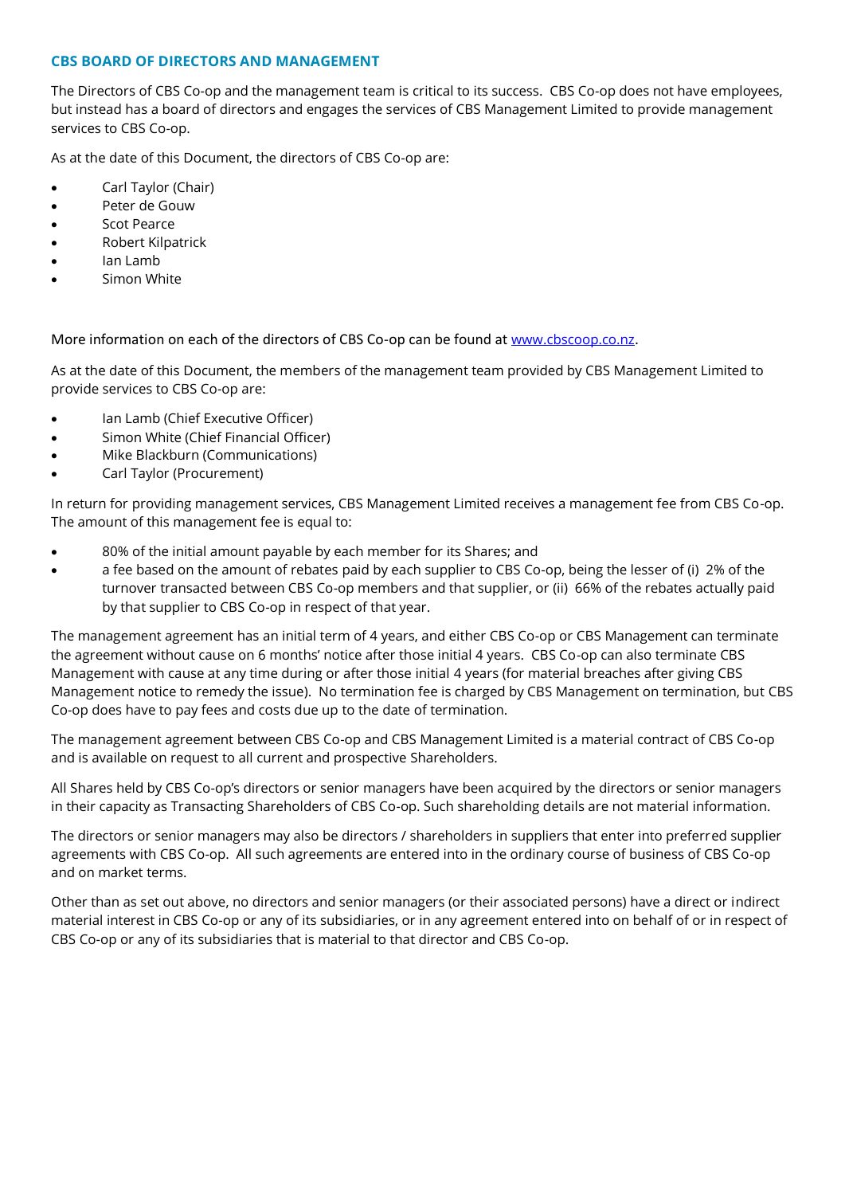## CBS BOARD OF DIRECTORS AND MANAGEMENT

The Directors of CBS Co-op and the management team is critical to its success. CBS Co-op does not have employees, but instead has a board of directors and engages the services of CBS Management Limited to provide management services to CBS Co-op.

As at the date of this Document, the directors of CBS Co-op are:

- Carl Taylor (Chair)
- Peter de Gouw
- Scot Pearce
- Robert Kilpatrick
- Ian Lamb
- Simon White

More information on each of the directors of CBS Co-op can be found at www.cbscoop.co.nz.

As at the date of this Document, the members of the management team provided by CBS Management Limited to provide services to CBS Co-op are:

- Ian Lamb (Chief Executive Officer)
- Simon White (Chief Financial Officer)
- Mike Blackburn (Communications)
- Carl Taylor (Procurement)

In return for providing management services, CBS Management Limited receives a management fee from CBS Co-op. The amount of this management fee is equal to:

- 80% of the initial amount payable by each member for its Shares; and
- a fee based on the amount of rebates paid by each supplier to CBS Co-op, being the lesser of (i) 2% of the turnover transacted between CBS Co-op members and that supplier, or (ii) 66% of the rebates actually paid by that supplier to CBS Co-op in respect of that year.

The management agreement has an initial term of 4 years, and either CBS Co-op or CBS Management can terminate the agreement without cause on 6 months' notice after those initial 4 years. CBS Co-op can also terminate CBS Management with cause at any time during or after those initial 4 years (for material breaches after giving CBS Management notice to remedy the issue). No termination fee is charged by CBS Management on termination, but CBS Co-op does have to pay fees and costs due up to the date of termination.

The management agreement between CBS Co-op and CBS Management Limited is a material contract of CBS Co-op and is available on request to all current and prospective Shareholders.

All Shares held by CBS Co-op's directors or senior managers have been acquired by the directors or senior managers in their capacity as Transacting Shareholders of CBS Co-op. Such shareholding details are not material information.

The directors or senior managers may also be directors / shareholders in suppliers that enter into preferred supplier agreements with CBS Co-op. All such agreements are entered into in the ordinary course of business of CBS Co-op and on market terms.

Other than as set out above, no directors and senior managers (or their associated persons) have a direct or indirect material interest in CBS Co-op or any of its subsidiaries, or in any agreement entered into on behalf of or in respect of CBS Co-op or any of its subsidiaries that is material to that director and CBS Co-op.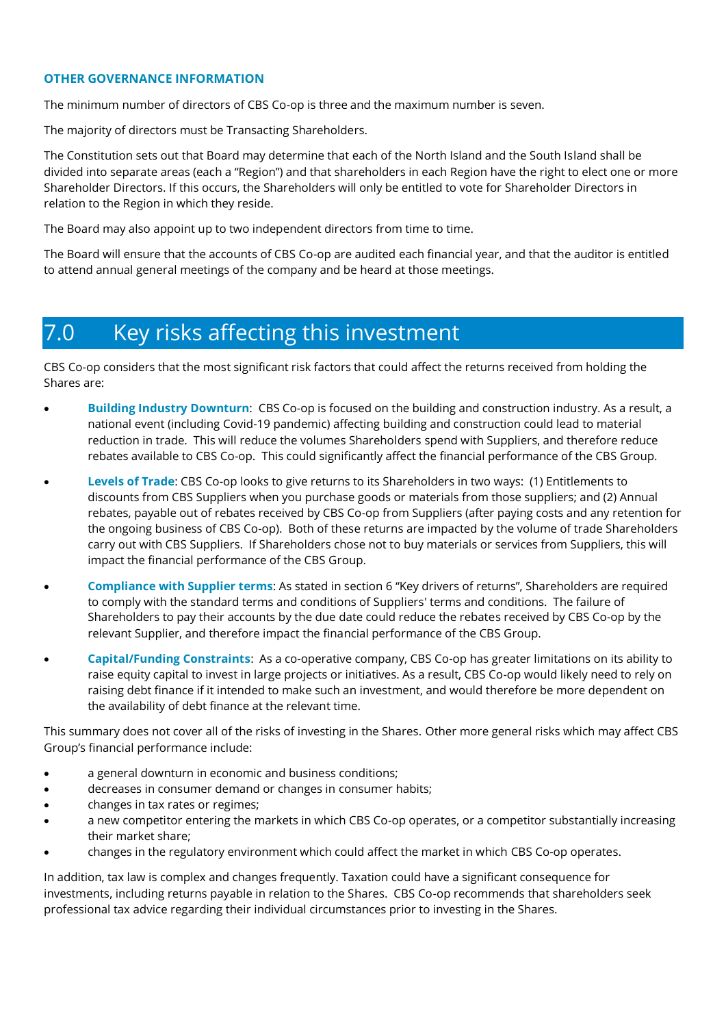### OTHER GOVERNANCE INFORMATION

The minimum number of directors of CBS Co-op is three and the maximum number is seven.

The majority of directors must be Transacting Shareholders.

The Constitution sets out that Board may determine that each of the North Island and the South Island shall be divided into separate areas (each a "Region") and that shareholders in each Region have the right to elect one or more Shareholder Directors. If this occurs, the Shareholders will only be entitled to vote for Shareholder Directors in relation to the Region in which they reside.

The Board may also appoint up to two independent directors from time to time.

The Board will ensure that the accounts of CBS Co-op are audited each financial year, and that the auditor is entitled to attend annual general meetings of the company and be heard at those meetings.

# 7.0 Key risks affecting this investment

CBS Co-op considers that the most significant risk factors that could affect the returns received from holding the Shares are:

- **Building Industry Downturn**: CBS Co-op is focused on the building and construction industry. As a result, a national event (including Covid-19 pandemic) affecting building and construction could lead to material reduction in trade. This will reduce the volumes Shareholders spend with Suppliers, and therefore reduce rebates available to CBS Co-op. This could significantly affect the financial performance of the CBS Group.
- **Levels of Trade**: CBS Co-op looks to give returns to its Shareholders in two ways: (1) Entitlements to discounts from CBS Suppliers when you purchase goods or materials from those suppliers; and (2) Annual rebates, payable out of rebates received by CBS Co-op from Suppliers (after paying costs and any retention for the ongoing business of CBS Co-op). Both of these returns are impacted by the volume of trade Shareholders carry out with CBS Suppliers. If Shareholders chose not to buy materials or services from Suppliers, this will impact the financial performance of the CBS Group.
- **Compliance with Supplier terms**: As stated in section 6 "Key drivers of returns", Shareholders are required to comply with the standard terms and conditions of Suppliers' terms and conditions. The failure of Shareholders to pay their accounts by the due date could reduce the rebates received by CBS Co-op by the relevant Supplier, and therefore impact the financial performance of the CBS Group.
- **Capital/Funding Constraints**: As a co-operative company, CBS Co-op has greater limitations on its ability to raise equity capital to invest in large projects or initiatives. As a result, CBS Co-op would likely need to rely on raising debt finance if it intended to make such an investment, and would therefore be more dependent on the availability of debt finance at the relevant time.

This summary does not cover all of the risks of investing in the Shares. Other more general risks which may affect CBS Group's financial performance include:

- a general downturn in economic and business conditions;
- decreases in consumer demand or changes in consumer habits;
- changes in tax rates or regimes;
- a new competitor entering the markets in which CBS Co-op operates, or a competitor substantially increasing their market share;
- changes in the regulatory environment which could affect the market in which CBS Co-op operates.

In addition, tax law is complex and changes frequently. Taxation could have a significant consequence for investments, including returns payable in relation to the Shares. CBS Co-op recommends that shareholders seek professional tax advice regarding their individual circumstances prior to investing in the Shares.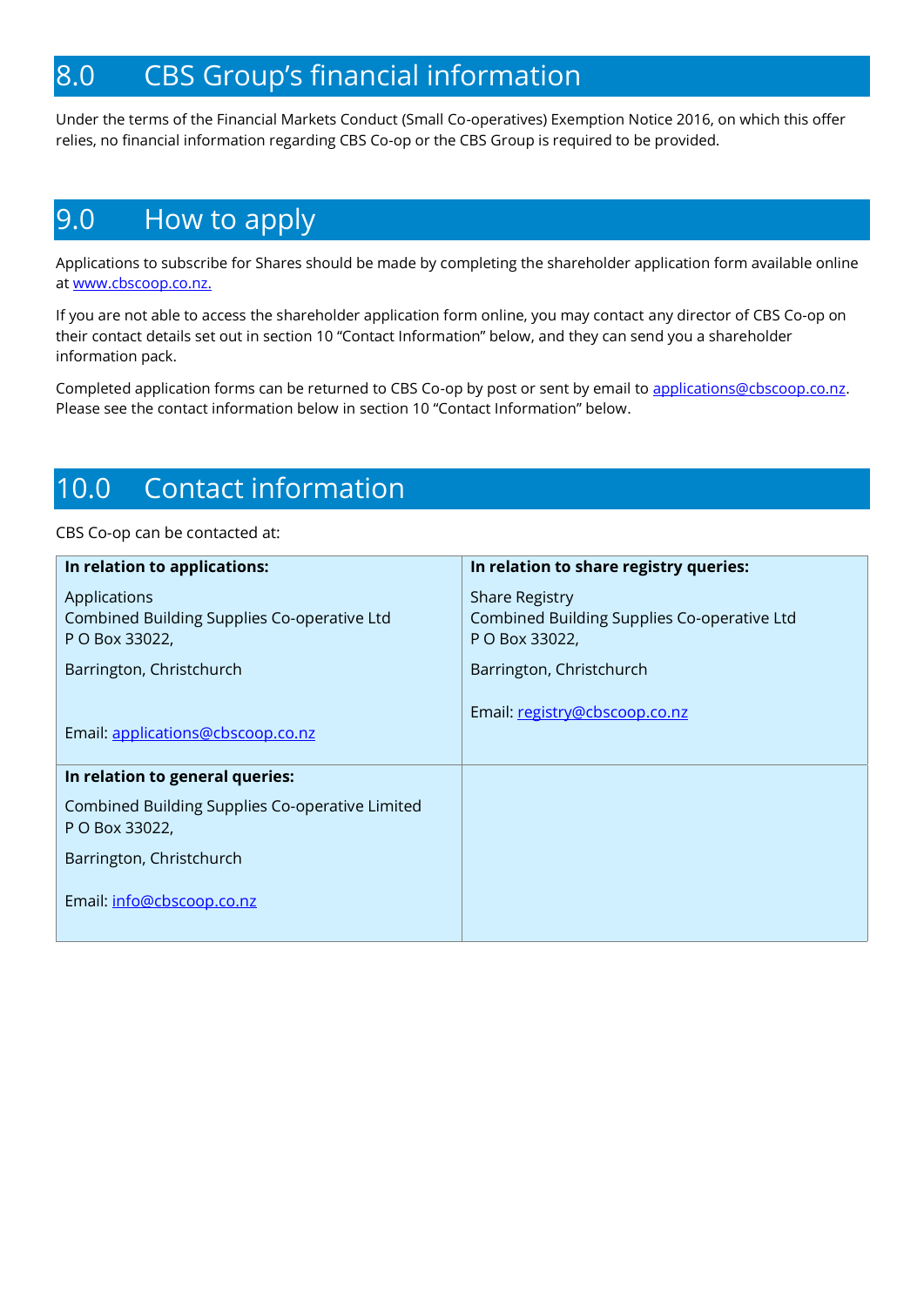# 8.0 CBS Group's financial information

Under the terms of the Financial Markets Conduct (Small Co-operatives) Exemption Notice 2016, on which this offer relies, no financial information regarding CBS Co-op or the CBS Group is required to be provided.

# 9.0 How to apply

Applications to subscribe for Shares should be made by completing the shareholder application form available online at www.cbscoop.co.nz.

If you are not able to access the shareholder application form online, you may contact any director of CBS Co-op on their contact details set out in section 10 "Contact Information" below, and they can send you a shareholder information pack.

Completed application forms can be returned to CBS Co-op by post or sent by email to applications@cbscoop.co.nz. Please see the contact information below in section 10 "Contact Information" below.

# 10.0 Contact information

CBS Co-op can be contacted at:

| **In relation to applications:** | **In relation to share registry queries:** |
|---|---|
| Applications<br>Combined Building Supplies Co-operative Ltd<br>P O Box 33022,<br>Barrington, Christchurch<br><br>Email: applications@cbscoop.co.nz | Share Registry<br>Combined Building Supplies Co-operative Ltd<br>P O Box 33022,<br>Barrington, Christchurch<br><br>Email: registry@cbscoop.co.nz |
| **In relation to general queries:**<br>Combined Building Supplies Co-operative Limited<br>P O Box 33022,<br>Barrington, Christchurch<br><br>Email: info@cbscoop.co.nz | |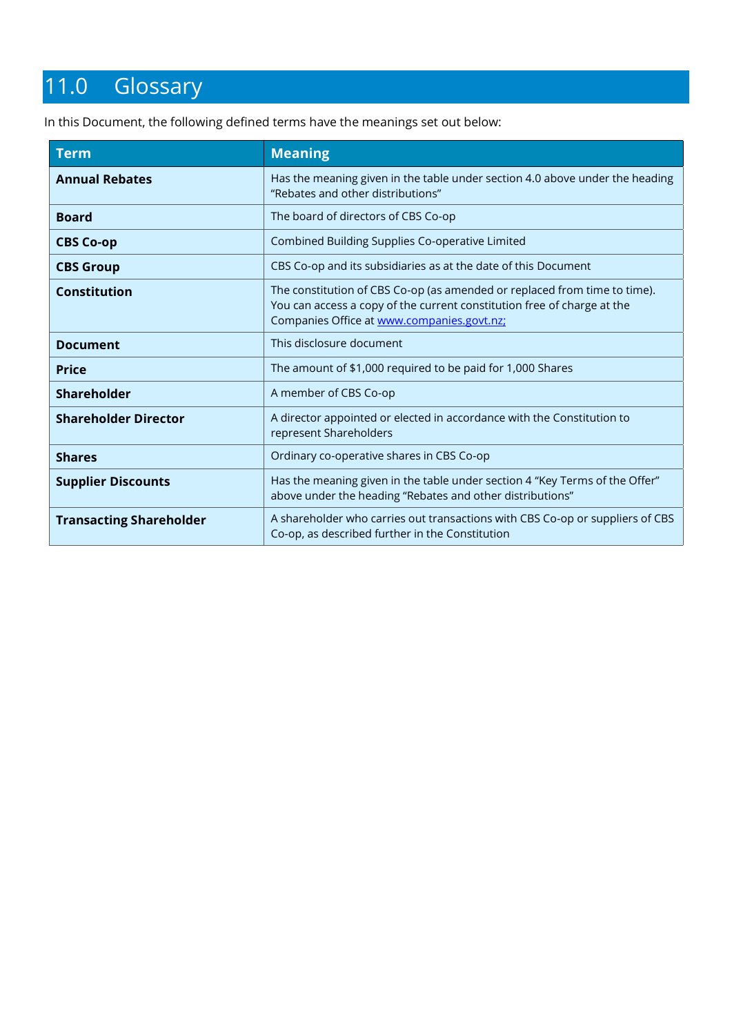# 11.0 Glossary

In this Document, the following defined terms have the meanings set out below:

| Term | Meaning |
|---|---|
| **Annual Rebates** | Has the meaning given in the table under section 4.0 above under the heading "Rebates and other distributions" |
| **Board** | The board of directors of CBS Co-op |
| **CBS Co-op** | Combined Building Supplies Co-operative Limited |
| **CBS Group** | CBS Co-op and its subsidiaries as at the date of this Document |
| **Constitution** | The constitution of CBS Co-op (as amended or replaced from time to time). You can access a copy of the current constitution free of charge at the Companies Office at www.companies.govt.nz; |
| **Document** | This disclosure document |
| **Price** | The amount of $1,000 required to be paid for 1,000 Shares |
| **Shareholder** | A member of CBS Co-op |
| **Shareholder Director** | A director appointed or elected in accordance with the Constitution to represent Shareholders |
| **Shares** | Ordinary co-operative shares in CBS Co-op |
| **Supplier Discounts** | Has the meaning given in the table under section 4 "Key Terms of the Offer" above under the heading "Rebates and other distributions" |
| **Transacting Shareholder** | A shareholder who carries out transactions with CBS Co-op or suppliers of CBS Co-op, as described further in the Constitution |